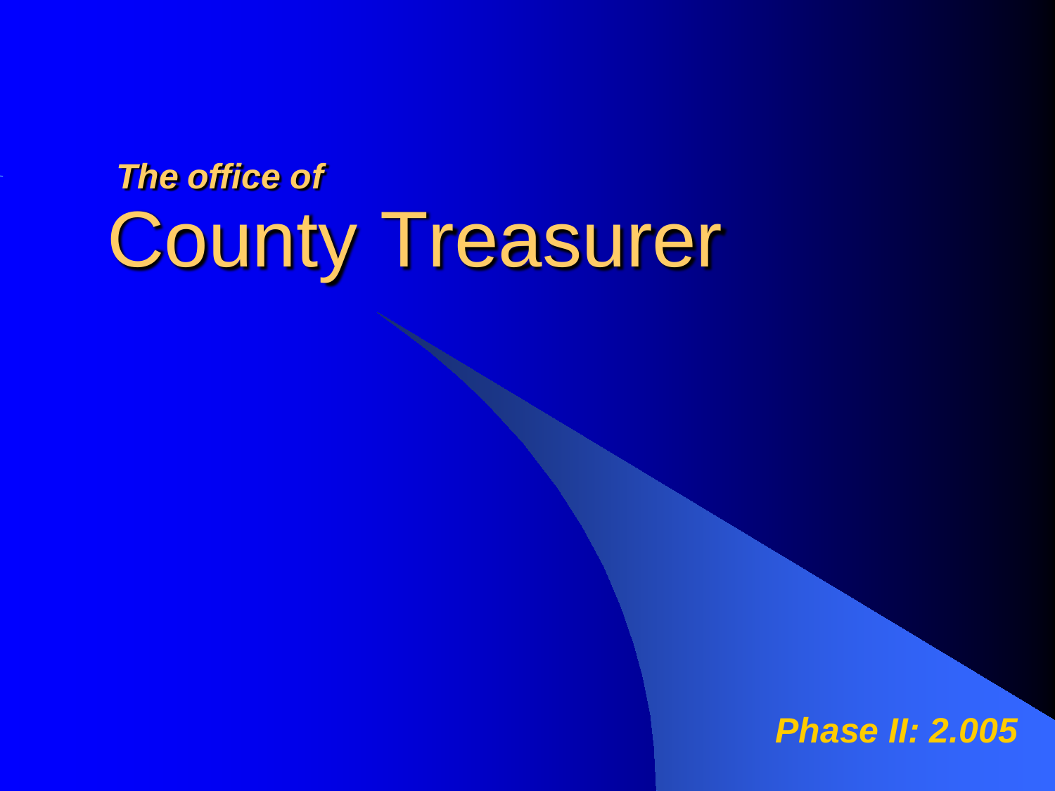*The office of*

# County Treasurer

***Phase II: 2.005***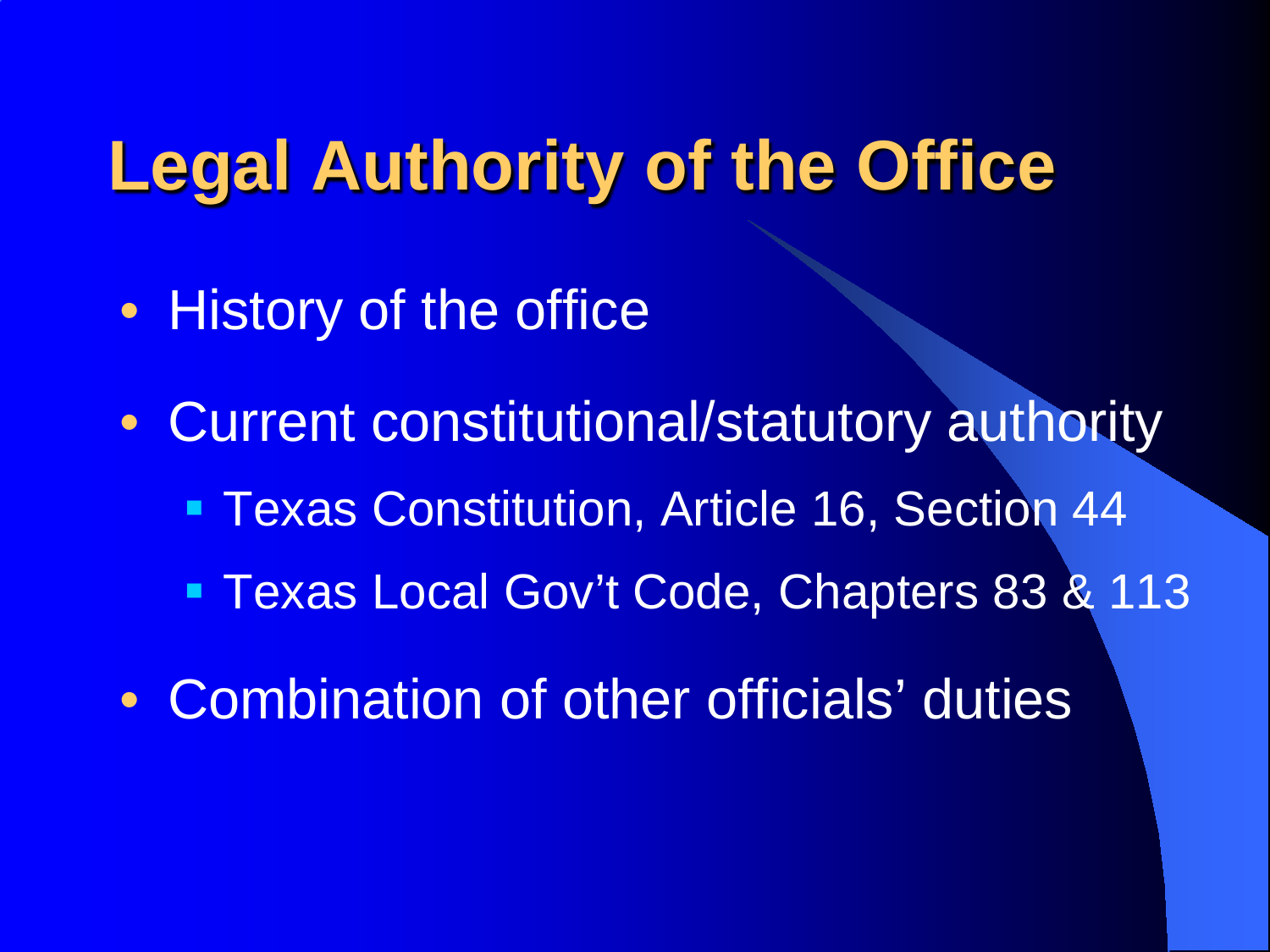# Legal Authority of the Office

- History of the office
- Current constitutional/statutory authority
  - Texas Constitution, Article 16, Section 44
  - Texas Local Gov't Code, Chapters 83 & 113
- Combination of other officials' duties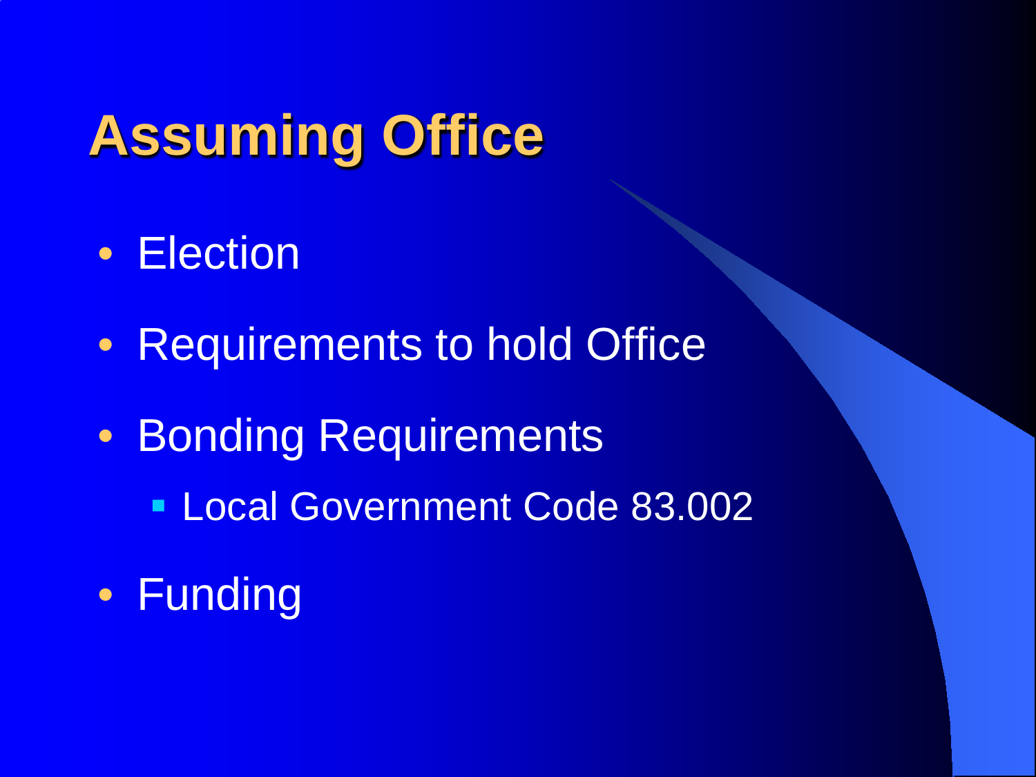# Assuming Office

- Election
- Requirements to hold Office
- Bonding Requirements
  - Local Government Code 83.002
- Funding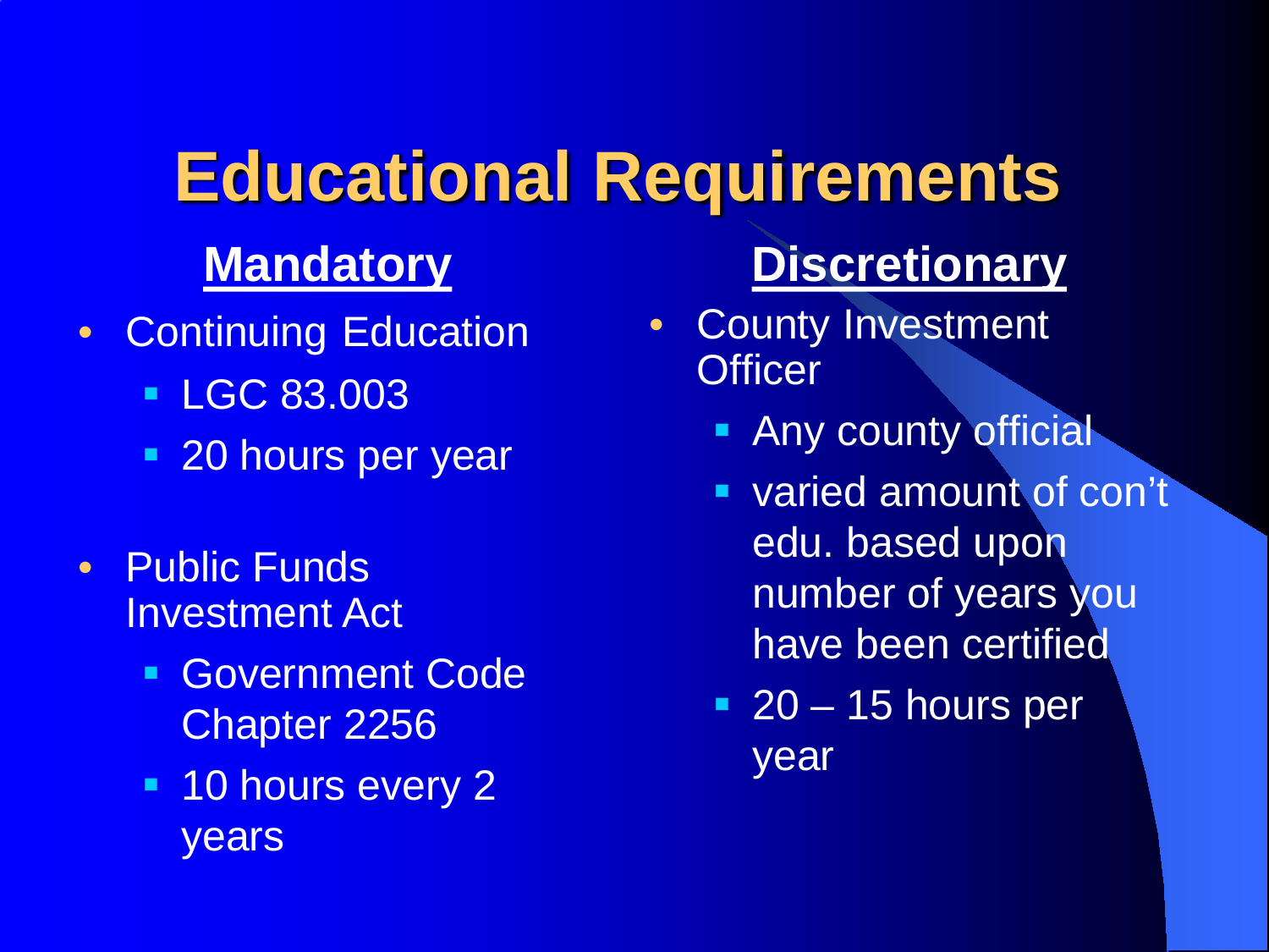# Educational Requirements

## Mandatory

- Continuing Education
  - LGC 83.003
  - 20 hours per year

- Public Funds Investment Act
  - Government Code Chapter 2256
  - 10 hours every 2 years

## Discretionary

- County Investment Officer
  - Any county official
  - varied amount of con't edu. based upon number of years you have been certified
  - 20 – 15 hours per year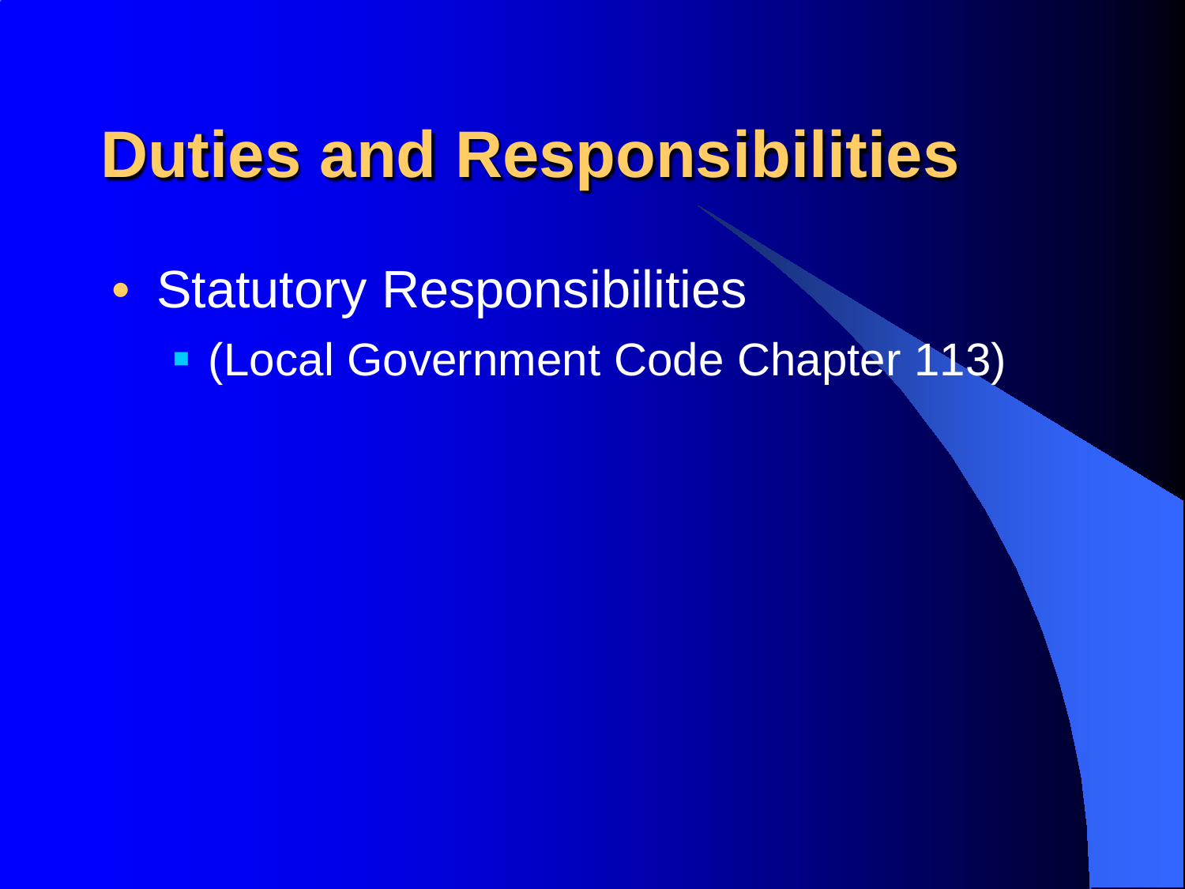# Duties and Responsibilities

- Statutory Responsibilities
  - (Local Government Code Chapter 113)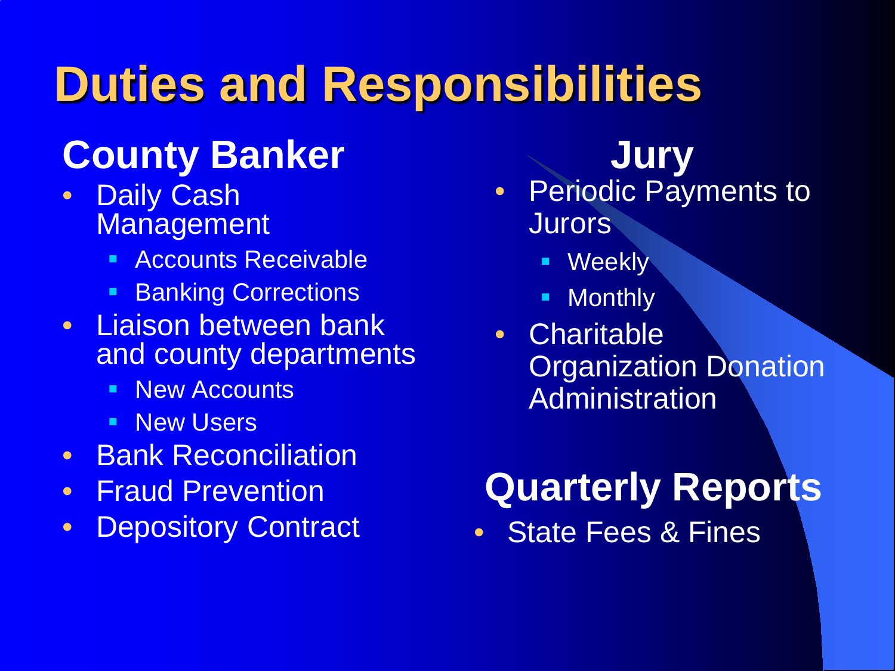# Duties and Responsibilities

## County Banker

- Daily Cash Management
  - Accounts Receivable
  - Banking Corrections
- Liaison between bank and county departments
  - New Accounts
  - New Users
- Bank Reconciliation
- Fraud Prevention
- Depository Contract

## Jury

- Periodic Payments to Jurors
  - Weekly
  - Monthly
- Charitable Organization Donation Administration

## Quarterly Reports

- State Fees & Fines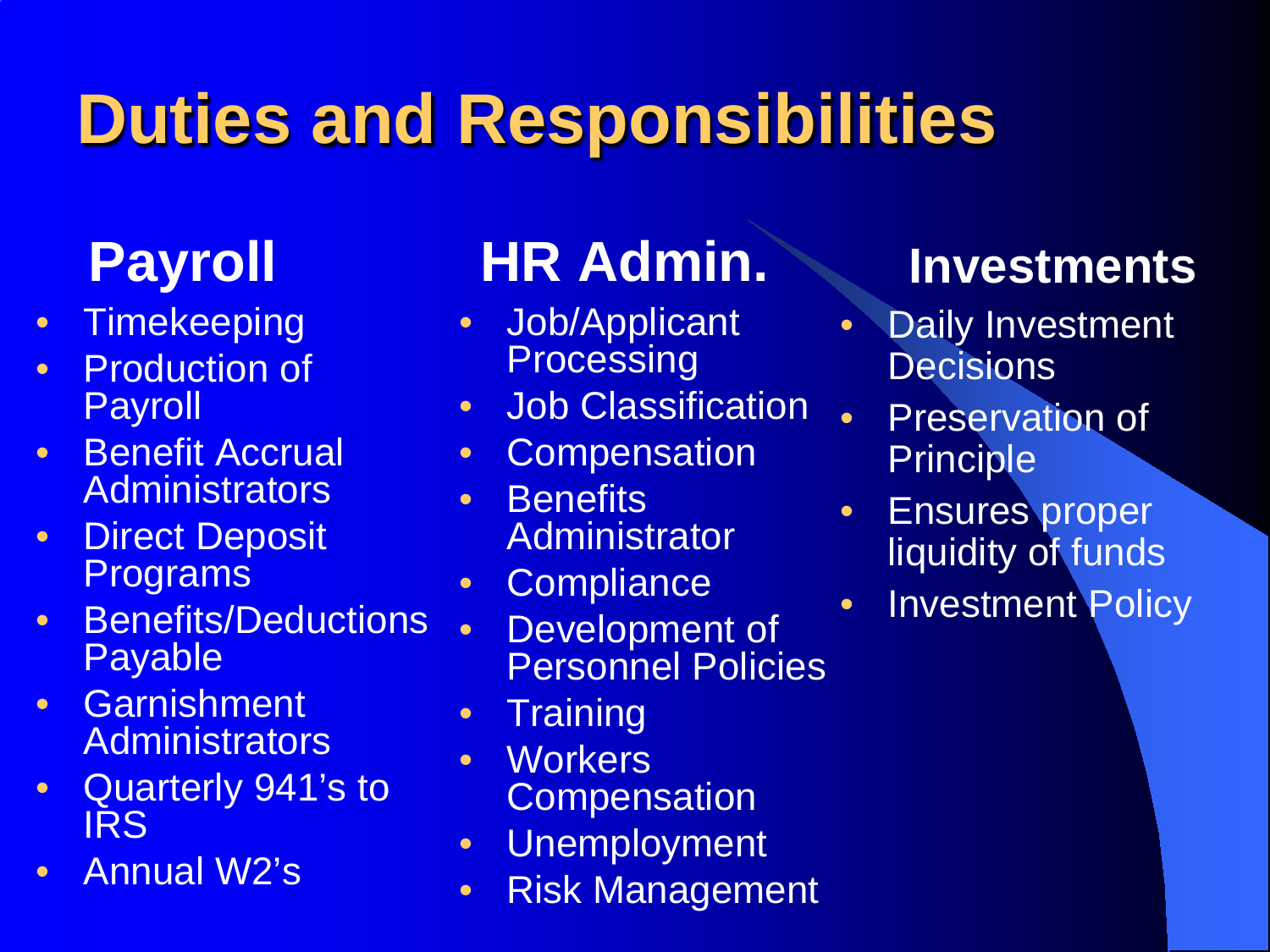# Duties and Responsibilities

## Payroll

- Timekeeping
- Production of Payroll
- Benefit Accrual Administrators
- Direct Deposit Programs
- Benefits/Deductions Payable
- Garnishment Administrators
- Quarterly 941's to IRS
- Annual W2's

## HR Admin.

- Job/Applicant Processing
- Job Classification
- Compensation
- Benefits Administrator
- Compliance
- Development of Personnel Policies
- Training
- Workers Compensation
- Unemployment
- Risk Management

## Investments

- Daily Investment Decisions
- Preservation of Principle
- Ensures proper liquidity of funds
- Investment Policy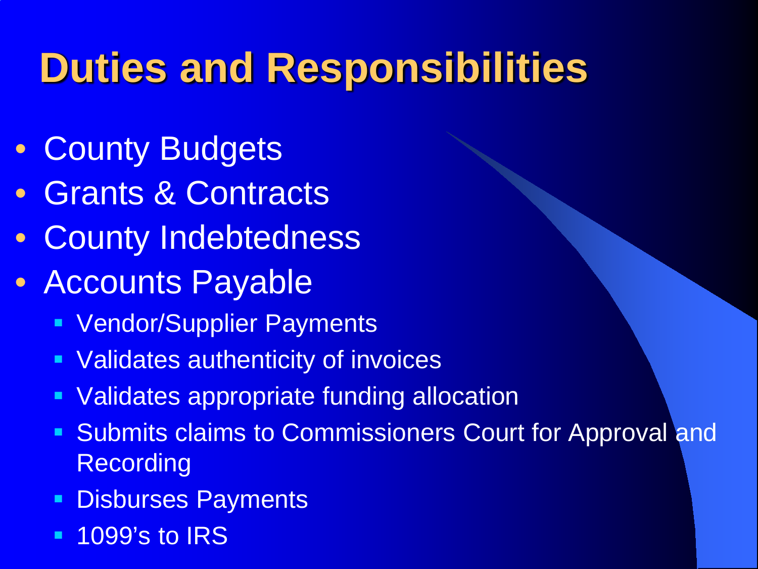# Duties and Responsibilities

- County Budgets
- Grants & Contracts
- County Indebtedness
- Accounts Payable
  - Vendor/Supplier Payments
  - Validates authenticity of invoices
  - Validates appropriate funding allocation
  - Submits claims to Commissioners Court for Approval and Recording
  - Disburses Payments
  - 1099's to IRS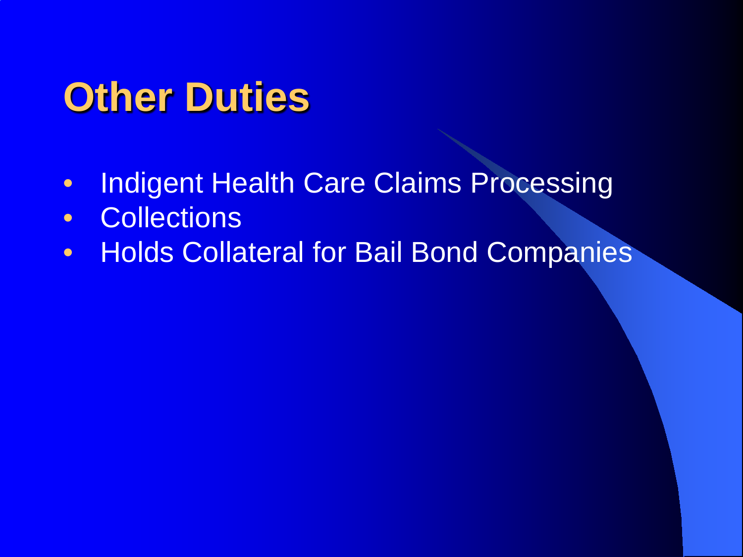# Other Duties

- Indigent Health Care Claims Processing
- Collections
- Holds Collateral for Bail Bond Companies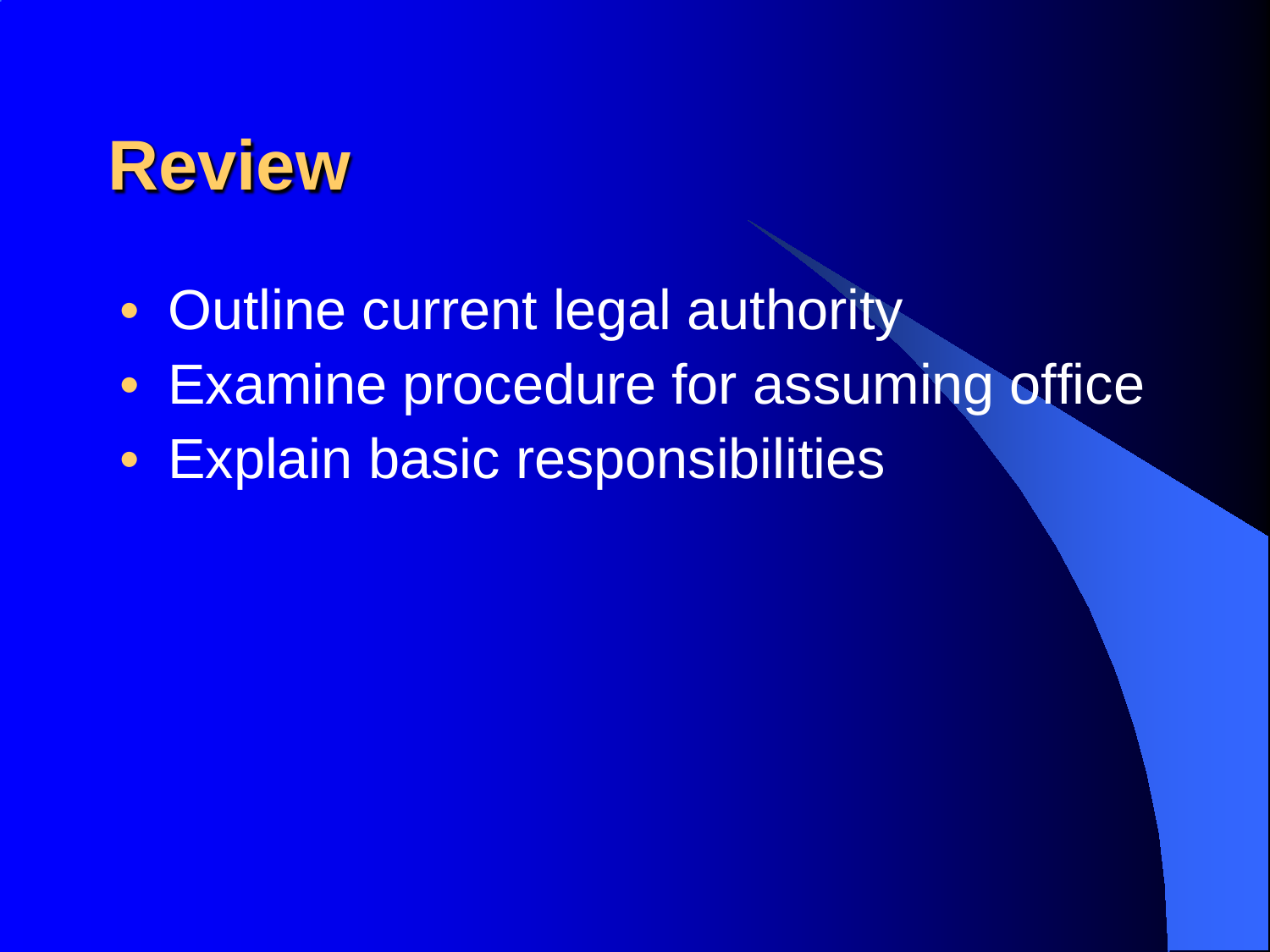# Review

- Outline current legal authority
- Examine procedure for assuming office
- Explain basic responsibilities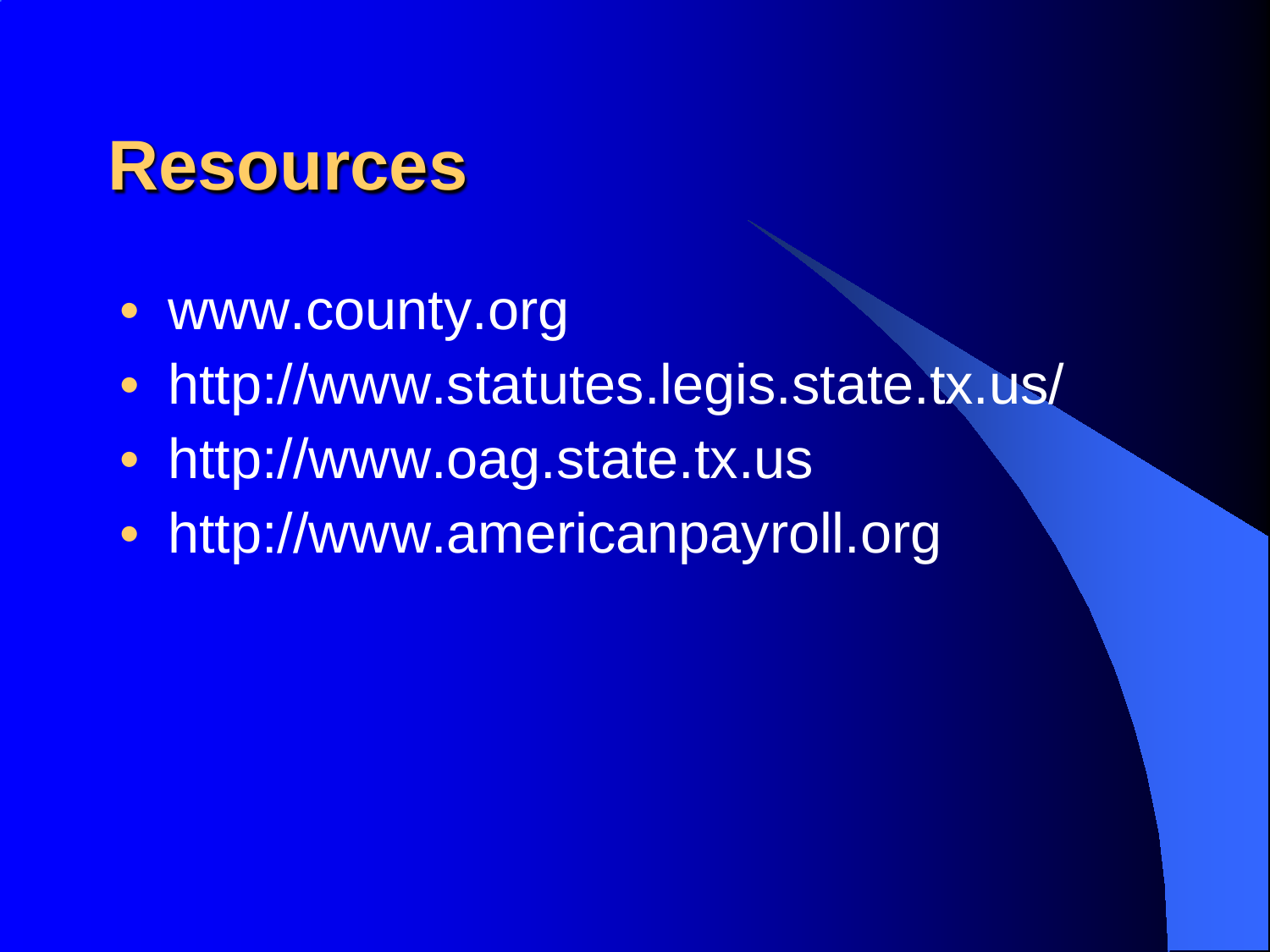# Resources

- www.county.org
- http://www.statutes.legis.state.tx.us/
- http://www.oag.state.tx.us
- http://www.americanpayroll.org